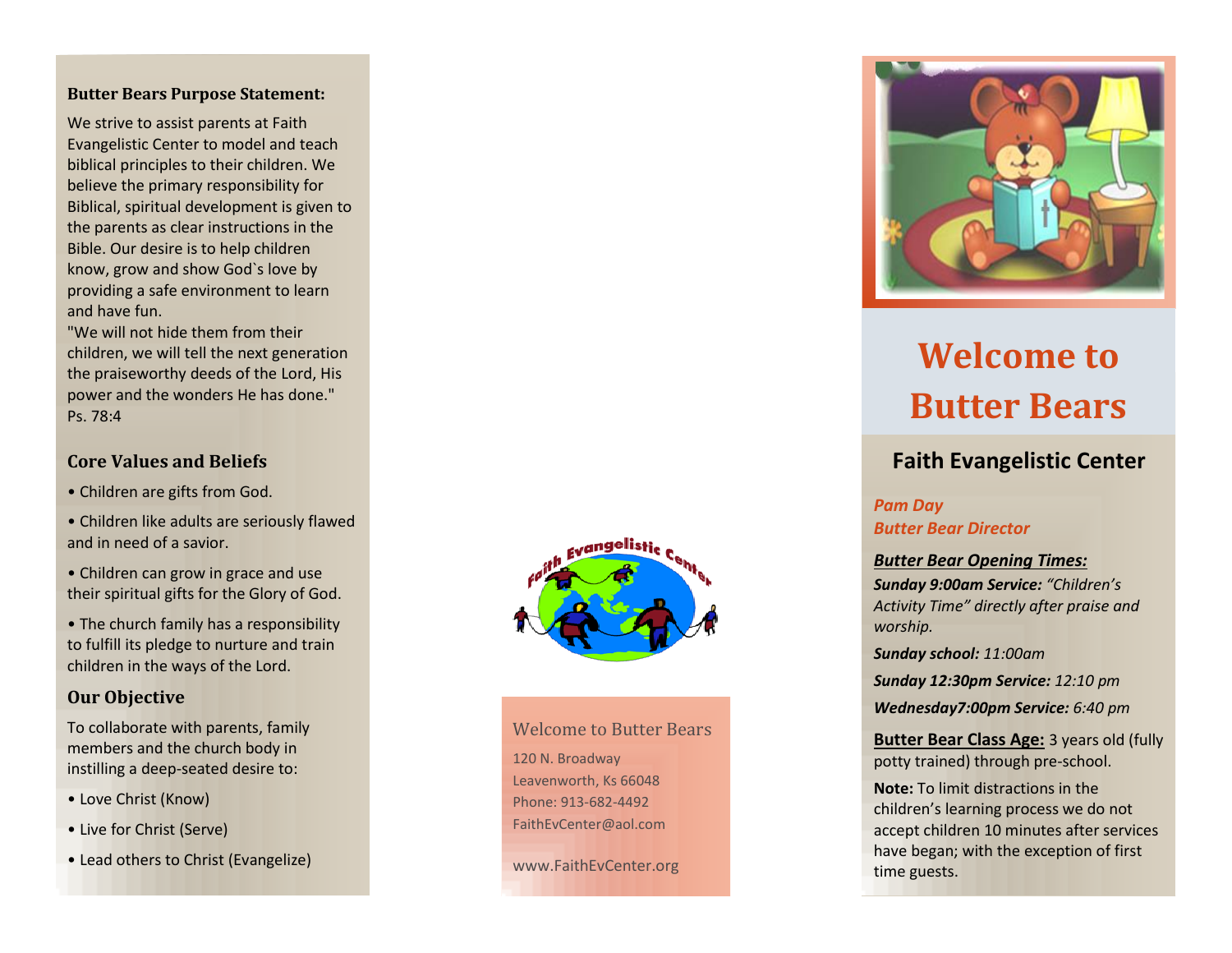**Butter Bears Purpose Statement:**

We strive to assist parents at Faith Evangelistic Center to model and teach biblical principles to their children. We believe the primary responsibility for Biblical, spiritual development is given to the parents as clear instructions in the Bible. Our desire is to help children know, grow and show God`s love by providing a safe environment to learn and have fun.
"We will not hide them from their children, we will tell the next generation the praiseworthy deeds of the Lord, His power and the wonders He has done." Ps. 78:4

## Core Values and Beliefs

- Children are gifts from God.
- Children like adults are seriously flawed and in need of a savior.
- Children can grow in grace and use their spiritual gifts for the Glory of God.
- The church family has a responsibility to fulfill its pledge to nurture and train children in the ways of the Lord.

## Our Objective

To collaborate with parents, family members and the church body in instilling a deep-seated desire to:

- Love Christ (Know)
- Live for Christ (Serve)
- Lead others to Christ (Evangelize)

Faith Evangelistic Center

Welcome to Butter Bears

120 N. Broadway
Leavenworth, Ks 66048
Phone: 913-682-4492
FaithEvCenter@aol.com

www.FaithEvCenter.org

# Welcome to Butter Bears

## Faith Evangelistic Center

*Pam Day*
*Butter Bear Director*

***Butter Bear Opening Times:***

***Sunday 9:00am Service:*** *"Children's Activity Time" directly after praise and worship.*

***Sunday school:*** *11:00am*

***Sunday 12:30pm Service:*** *12:10 pm*

***Wednesday7:00pm Service:*** *6:40 pm*

**Butter Bear Class Age:** 3 years old (fully potty trained) through pre-school.

**Note:** To limit distractions in the children's learning process we do not accept children 10 minutes after services have began; with the exception of first time guests.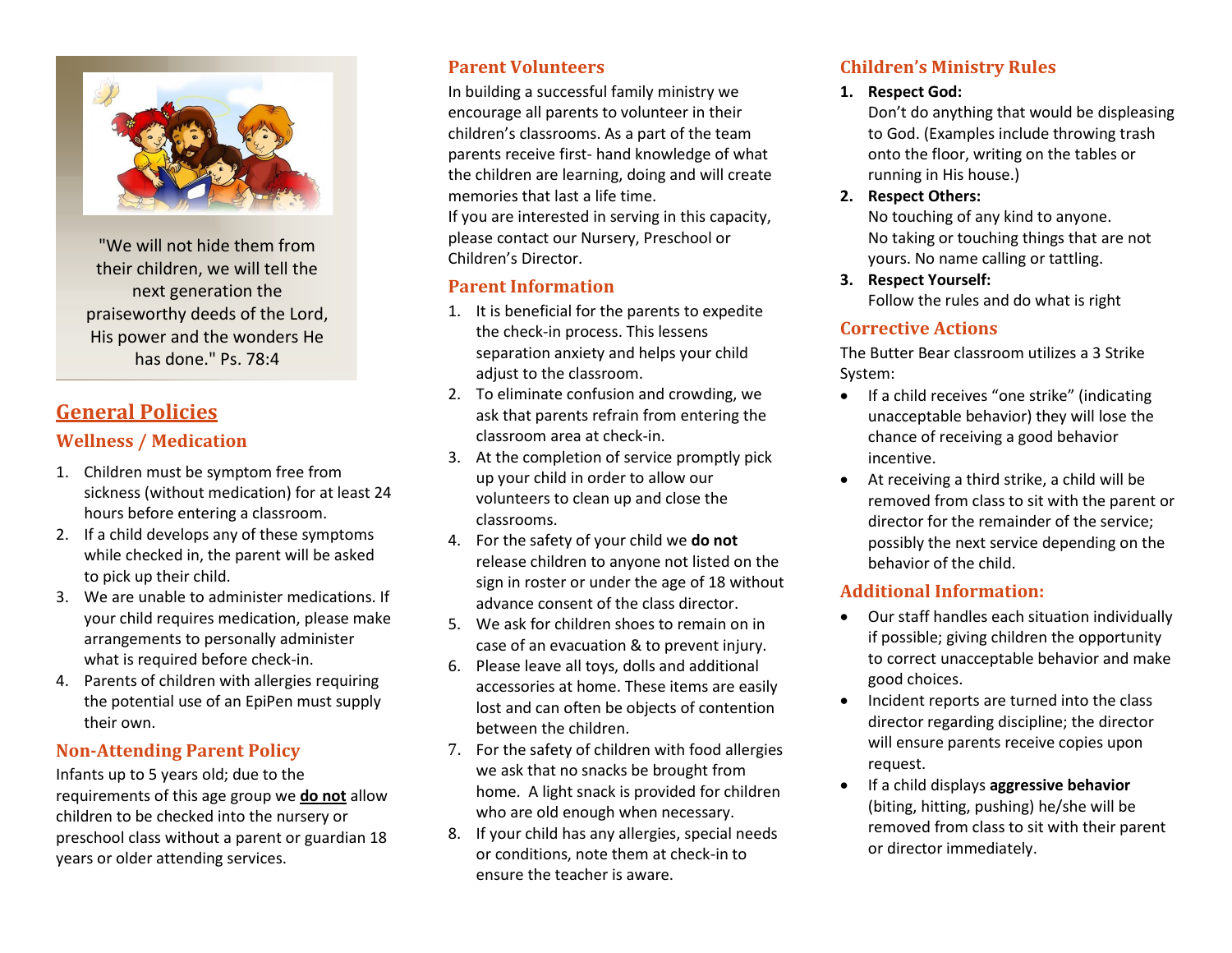"We will not hide them from their children, we will tell the next generation the praiseworthy deeds of the Lord, His power and the wonders He has done." Ps. 78:4

# General Policies

## Wellness / Medication

1. Children must be symptom free from sickness (without medication) for at least 24 hours before entering a classroom.
2. If a child develops any of these symptoms while checked in, the parent will be asked to pick up their child.
3. We are unable to administer medications. If your child requires medication, please make arrangements to personally administer what is required before check-in.
4. Parents of children with allergies requiring the potential use of an EpiPen must supply their own.

## Non-Attending Parent Policy

Infants up to 5 years old; due to the requirements of this age group we **do not** allow children to be checked into the nursery or preschool class without a parent or guardian 18 years or older attending services.

## Parent Volunteers

In building a successful family ministry we encourage all parents to volunteer in their children's classrooms. As a part of the team parents receive first- hand knowledge of what the children are learning, doing and will create memories that last a life time.
If you are interested in serving in this capacity, please contact our Nursery, Preschool or Children's Director.

## Parent Information

1. It is beneficial for the parents to expedite the check-in process. This lessens separation anxiety and helps your child adjust to the classroom.
2. To eliminate confusion and crowding, we ask that parents refrain from entering the classroom area at check-in.
3. At the completion of service promptly pick up your child in order to allow our volunteers to clean up and close the classrooms.
4. For the safety of your child we **do not** release children to anyone not listed on the sign in roster or under the age of 18 without advance consent of the class director.
5. We ask for children shoes to remain on in case of an evacuation & to prevent injury.
6. Please leave all toys, dolls and additional accessories at home. These items are easily lost and can often be objects of contention between the children.
7. For the safety of children with food allergies we ask that no snacks be brought from home. A light snack is provided for children who are old enough when necessary.
8. If your child has any allergies, special needs or conditions, note them at check-in to ensure the teacher is aware.

## Children's Ministry Rules

1. **Respect God:**
   Don't do anything that would be displeasing to God. (Examples include throwing trash onto the floor, writing on the tables or running in His house.)
2. **Respect Others:**
   No touching of any kind to anyone.
   No taking or touching things that are not yours. No name calling or tattling.
3. **Respect Yourself:**
   Follow the rules and do what is right

## Corrective Actions

The Butter Bear classroom utilizes a 3 Strike System:

- If a child receives "one strike" (indicating unacceptable behavior) they will lose the chance of receiving a good behavior incentive.
- At receiving a third strike, a child will be removed from class to sit with the parent or director for the remainder of the service; possibly the next service depending on the behavior of the child.

## Additional Information:

- Our staff handles each situation individually if possible; giving children the opportunity to correct unacceptable behavior and make good choices.
- Incident reports are turned into the class director regarding discipline; the director will ensure parents receive copies upon request.
- If a child displays **aggressive behavior** (biting, hitting, pushing) he/she will be removed from class to sit with their parent or director immediately.